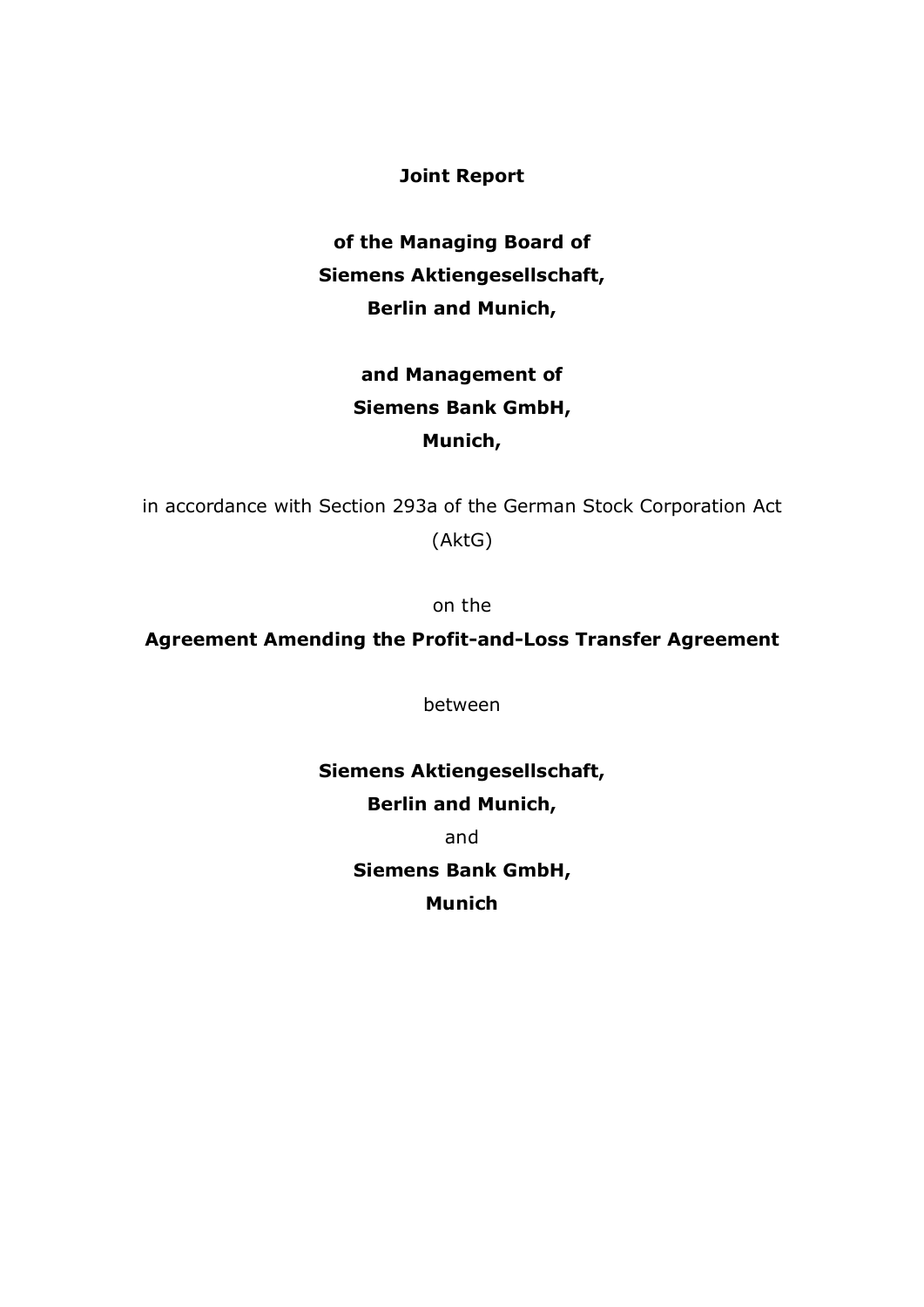**Joint Report**

**of the Managing Board of**
**Siemens Aktiengesellschaft,**
**Berlin and Munich,**

**and Management of**
**Siemens Bank GmbH,**
**Munich,**

in accordance with Section 293a of the German Stock Corporation Act (AktG)

on the

**Agreement Amending the Profit-and-Loss Transfer Agreement**

between

**Siemens Aktiengesellschaft,**
**Berlin and Munich,**
and
**Siemens Bank GmbH,**
**Munich**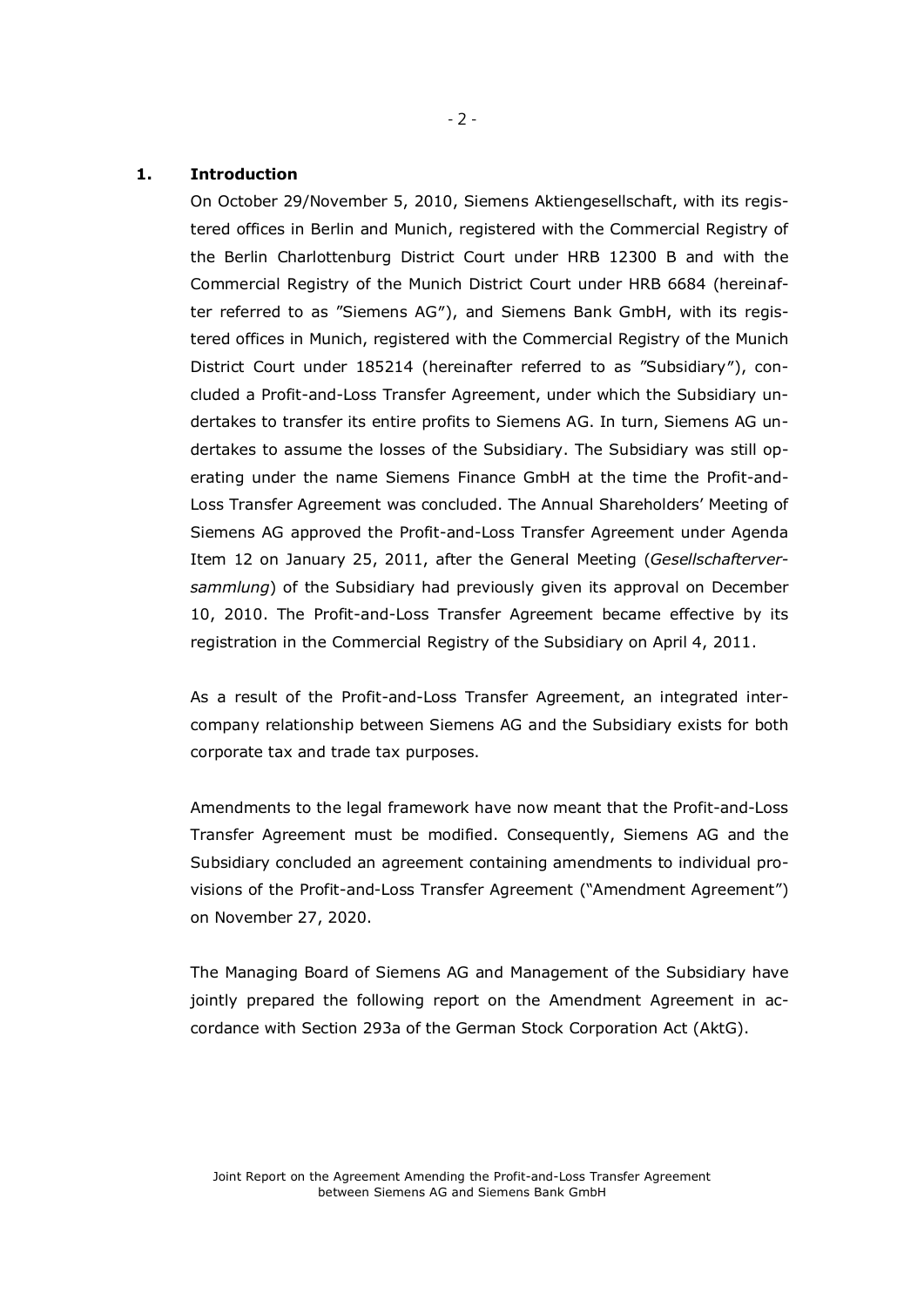## 1. Introduction

On October 29/November 5, 2010, Siemens Aktiengesellschaft, with its registered offices in Berlin and Munich, registered with the Commercial Registry of the Berlin Charlottenburg District Court under HRB 12300 B and with the Commercial Registry of the Munich District Court under HRB 6684 (hereinafter referred to as "Siemens AG"), and Siemens Bank GmbH, with its registered offices in Munich, registered with the Commercial Registry of the Munich District Court under 185214 (hereinafter referred to as "Subsidiary"), concluded a Profit-and-Loss Transfer Agreement, under which the Subsidiary undertakes to transfer its entire profits to Siemens AG. In turn, Siemens AG undertakes to assume the losses of the Subsidiary. The Subsidiary was still operating under the name Siemens Finance GmbH at the time the Profit-and-Loss Transfer Agreement was concluded. The Annual Shareholders' Meeting of Siemens AG approved the Profit-and-Loss Transfer Agreement under Agenda Item 12 on January 25, 2011, after the General Meeting (*Gesellschafterversammlung*) of the Subsidiary had previously given its approval on December 10, 2010. The Profit-and-Loss Transfer Agreement became effective by its registration in the Commercial Registry of the Subsidiary on April 4, 2011.

As a result of the Profit-and-Loss Transfer Agreement, an integrated intercompany relationship between Siemens AG and the Subsidiary exists for both corporate tax and trade tax purposes.

Amendments to the legal framework have now meant that the Profit-and-Loss Transfer Agreement must be modified. Consequently, Siemens AG and the Subsidiary concluded an agreement containing amendments to individual provisions of the Profit-and-Loss Transfer Agreement ("Amendment Agreement") on November 27, 2020.

The Managing Board of Siemens AG and Management of the Subsidiary have jointly prepared the following report on the Amendment Agreement in accordance with Section 293a of the German Stock Corporation Act (AktG).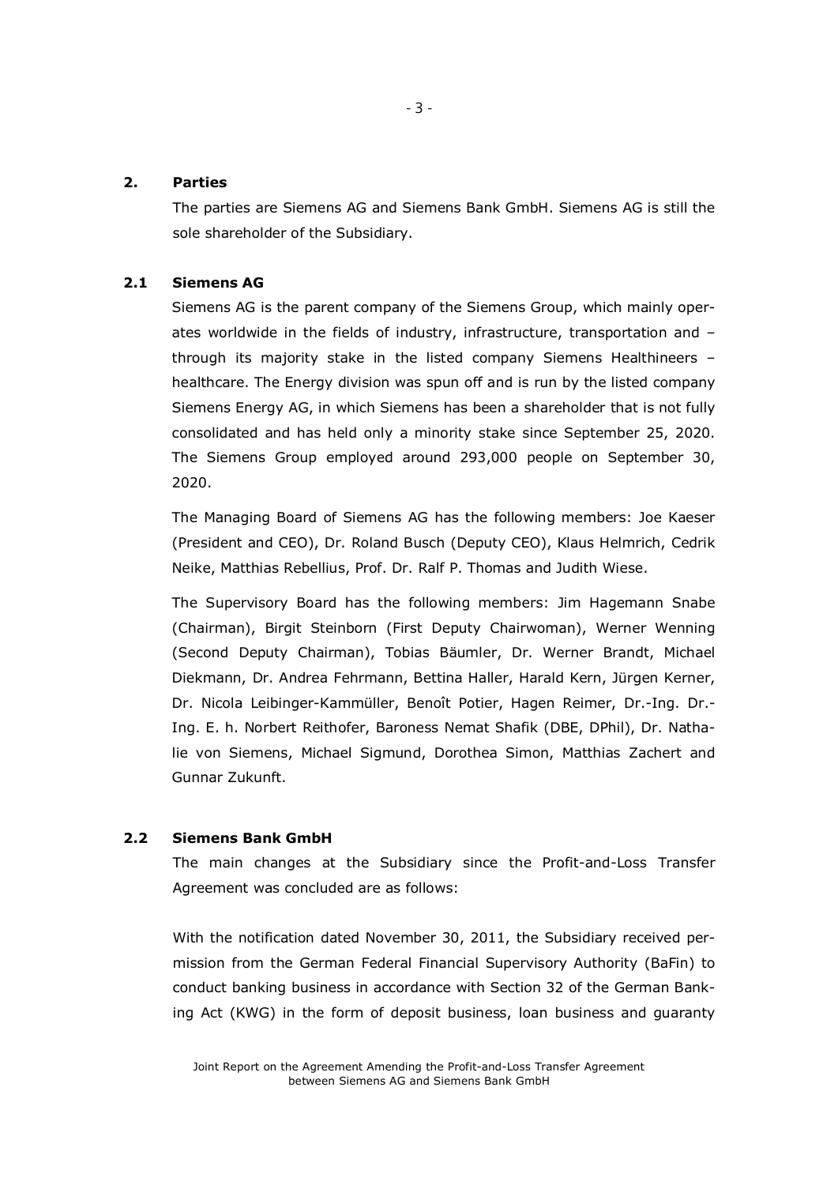## 2. Parties

The parties are Siemens AG and Siemens Bank GmbH. Siemens AG is still the sole shareholder of the Subsidiary.

### 2.1 Siemens AG

Siemens AG is the parent company of the Siemens Group, which mainly operates worldwide in the fields of industry, infrastructure, transportation and – through its majority stake in the listed company Siemens Healthineers – healthcare. The Energy division was spun off and is run by the listed company Siemens Energy AG, in which Siemens has been a shareholder that is not fully consolidated and has held only a minority stake since September 25, 2020. The Siemens Group employed around 293,000 people on September 30, 2020.

The Managing Board of Siemens AG has the following members: Joe Kaeser (President and CEO), Dr. Roland Busch (Deputy CEO), Klaus Helmrich, Cedrik Neike, Matthias Rebellius, Prof. Dr. Ralf P. Thomas and Judith Wiese.

The Supervisory Board has the following members: Jim Hagemann Snabe (Chairman), Birgit Steinborn (First Deputy Chairwoman), Werner Wenning (Second Deputy Chairman), Tobias Bäumler, Dr. Werner Brandt, Michael Diekmann, Dr. Andrea Fehrmann, Bettina Haller, Harald Kern, Jürgen Kerner, Dr. Nicola Leibinger-Kammüller, Benoît Potier, Hagen Reimer, Dr.-Ing. Dr.-Ing. E. h. Norbert Reithofer, Baroness Nemat Shafik (DBE, DPhil), Dr. Nathalie von Siemens, Michael Sigmund, Dorothea Simon, Matthias Zachert and Gunnar Zukunft.

### 2.2 Siemens Bank GmbH

The main changes at the Subsidiary since the Profit-and-Loss Transfer Agreement was concluded are as follows:

With the notification dated November 30, 2011, the Subsidiary received permission from the German Federal Financial Supervisory Authority (BaFin) to conduct banking business in accordance with Section 32 of the German Banking Act (KWG) in the form of deposit business, loan business and guaranty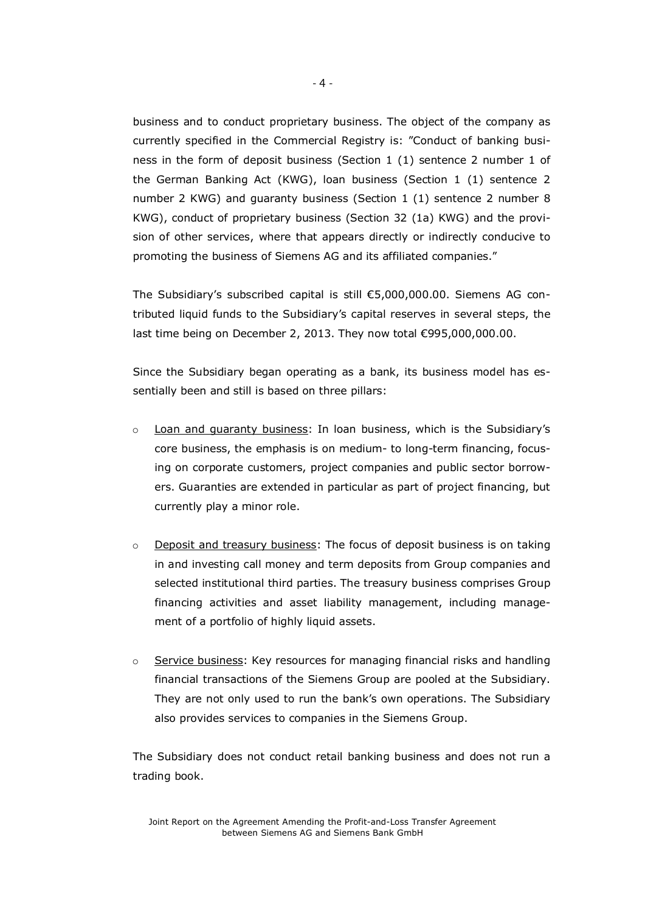business and to conduct proprietary business. The object of the company as currently specified in the Commercial Registry is: "Conduct of banking business in the form of deposit business (Section 1 (1) sentence 2 number 1 of the German Banking Act (KWG), loan business (Section 1 (1) sentence 2 number 2 KWG) and guaranty business (Section 1 (1) sentence 2 number 8 KWG), conduct of proprietary business (Section 32 (1a) KWG) and the provision of other services, where that appears directly or indirectly conducive to promoting the business of Siemens AG and its affiliated companies."

The Subsidiary's subscribed capital is still €5,000,000.00. Siemens AG contributed liquid funds to the Subsidiary's capital reserves in several steps, the last time being on December 2, 2013. They now total €995,000,000.00.

Since the Subsidiary began operating as a bank, its business model has essentially been and still is based on three pillars:

- Loan and guaranty business: In loan business, which is the Subsidiary's core business, the emphasis is on medium- to long-term financing, focusing on corporate customers, project companies and public sector borrowers. Guaranties are extended in particular as part of project financing, but currently play a minor role.

- Deposit and treasury business: The focus of deposit business is on taking in and investing call money and term deposits from Group companies and selected institutional third parties. The treasury business comprises Group financing activities and asset liability management, including management of a portfolio of highly liquid assets.

- Service business: Key resources for managing financial risks and handling financial transactions of the Siemens Group are pooled at the Subsidiary. They are not only used to run the bank's own operations. The Subsidiary also provides services to companies in the Siemens Group.

The Subsidiary does not conduct retail banking business and does not run a trading book.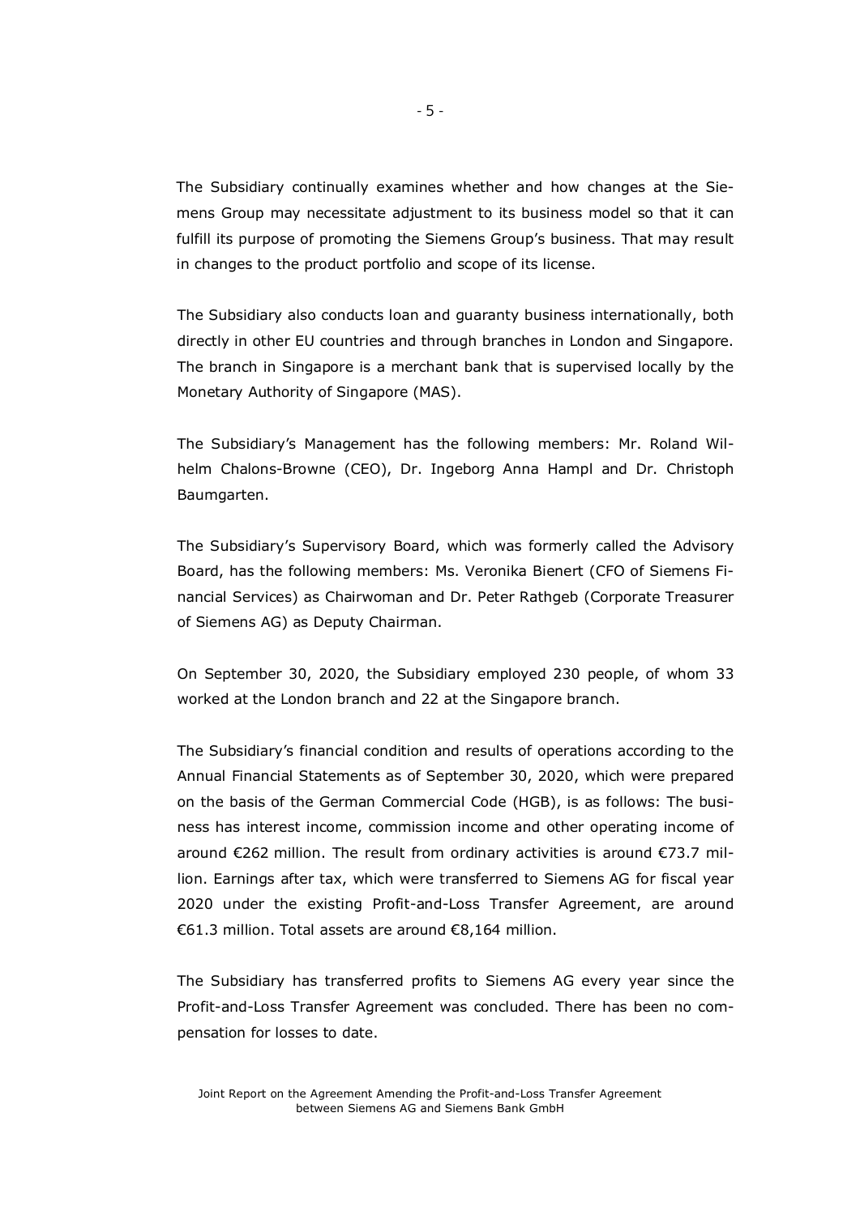The Subsidiary continually examines whether and how changes at the Siemens Group may necessitate adjustment to its business model so that it can fulfill its purpose of promoting the Siemens Group's business. That may result in changes to the product portfolio and scope of its license.

The Subsidiary also conducts loan and guaranty business internationally, both directly in other EU countries and through branches in London and Singapore. The branch in Singapore is a merchant bank that is supervised locally by the Monetary Authority of Singapore (MAS).

The Subsidiary's Management has the following members: Mr. Roland Wilhelm Chalons-Browne (CEO), Dr. Ingeborg Anna Hampl and Dr. Christoph Baumgarten.

The Subsidiary's Supervisory Board, which was formerly called the Advisory Board, has the following members: Ms. Veronika Bienert (CFO of Siemens Financial Services) as Chairwoman and Dr. Peter Rathgeb (Corporate Treasurer of Siemens AG) as Deputy Chairman.

On September 30, 2020, the Subsidiary employed 230 people, of whom 33 worked at the London branch and 22 at the Singapore branch.

The Subsidiary's financial condition and results of operations according to the Annual Financial Statements as of September 30, 2020, which were prepared on the basis of the German Commercial Code (HGB), is as follows: The business has interest income, commission income and other operating income of around €262 million. The result from ordinary activities is around €73.7 million. Earnings after tax, which were transferred to Siemens AG for fiscal year 2020 under the existing Profit-and-Loss Transfer Agreement, are around €61.3 million. Total assets are around €8,164 million.

The Subsidiary has transferred profits to Siemens AG every year since the Profit-and-Loss Transfer Agreement was concluded. There has been no compensation for losses to date.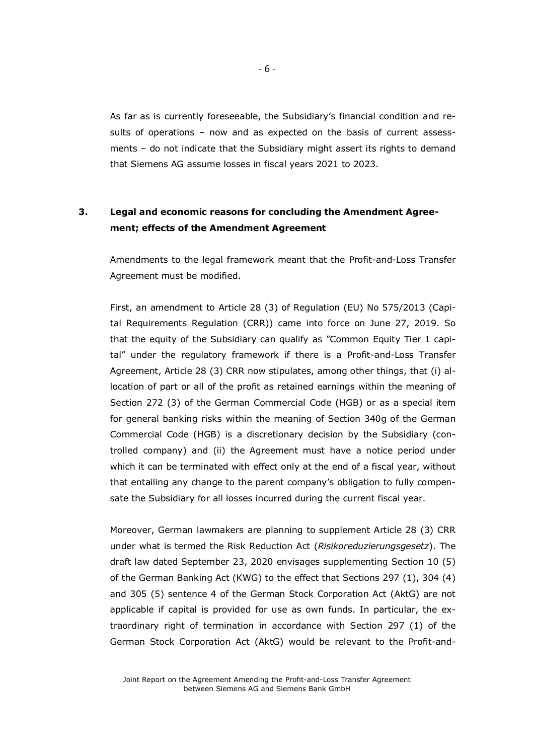As far as is currently foreseeable, the Subsidiary's financial condition and results of operations – now and as expected on the basis of current assessments – do not indicate that the Subsidiary might assert its rights to demand that Siemens AG assume losses in fiscal years 2021 to 2023.

## 3. Legal and economic reasons for concluding the Amendment Agreement; effects of the Amendment Agreement

Amendments to the legal framework meant that the Profit-and-Loss Transfer Agreement must be modified.

First, an amendment to Article 28 (3) of Regulation (EU) No 575/2013 (Capital Requirements Regulation (CRR)) came into force on June 27, 2019. So that the equity of the Subsidiary can qualify as "Common Equity Tier 1 capital" under the regulatory framework if there is a Profit-and-Loss Transfer Agreement, Article 28 (3) CRR now stipulates, among other things, that (i) allocation of part or all of the profit as retained earnings within the meaning of Section 272 (3) of the German Commercial Code (HGB) or as a special item for general banking risks within the meaning of Section 340g of the German Commercial Code (HGB) is a discretionary decision by the Subsidiary (controlled company) and (ii) the Agreement must have a notice period under which it can be terminated with effect only at the end of a fiscal year, without that entailing any change to the parent company's obligation to fully compensate the Subsidiary for all losses incurred during the current fiscal year.

Moreover, German lawmakers are planning to supplement Article 28 (3) CRR under what is termed the Risk Reduction Act (*Risikoreduzierungsgesetz*). The draft law dated September 23, 2020 envisages supplementing Section 10 (5) of the German Banking Act (KWG) to the effect that Sections 297 (1), 304 (4) and 305 (5) sentence 4 of the German Stock Corporation Act (AktG) are not applicable if capital is provided for use as own funds. In particular, the extraordinary right of termination in accordance with Section 297 (1) of the German Stock Corporation Act (AktG) would be relevant to the Profit-and-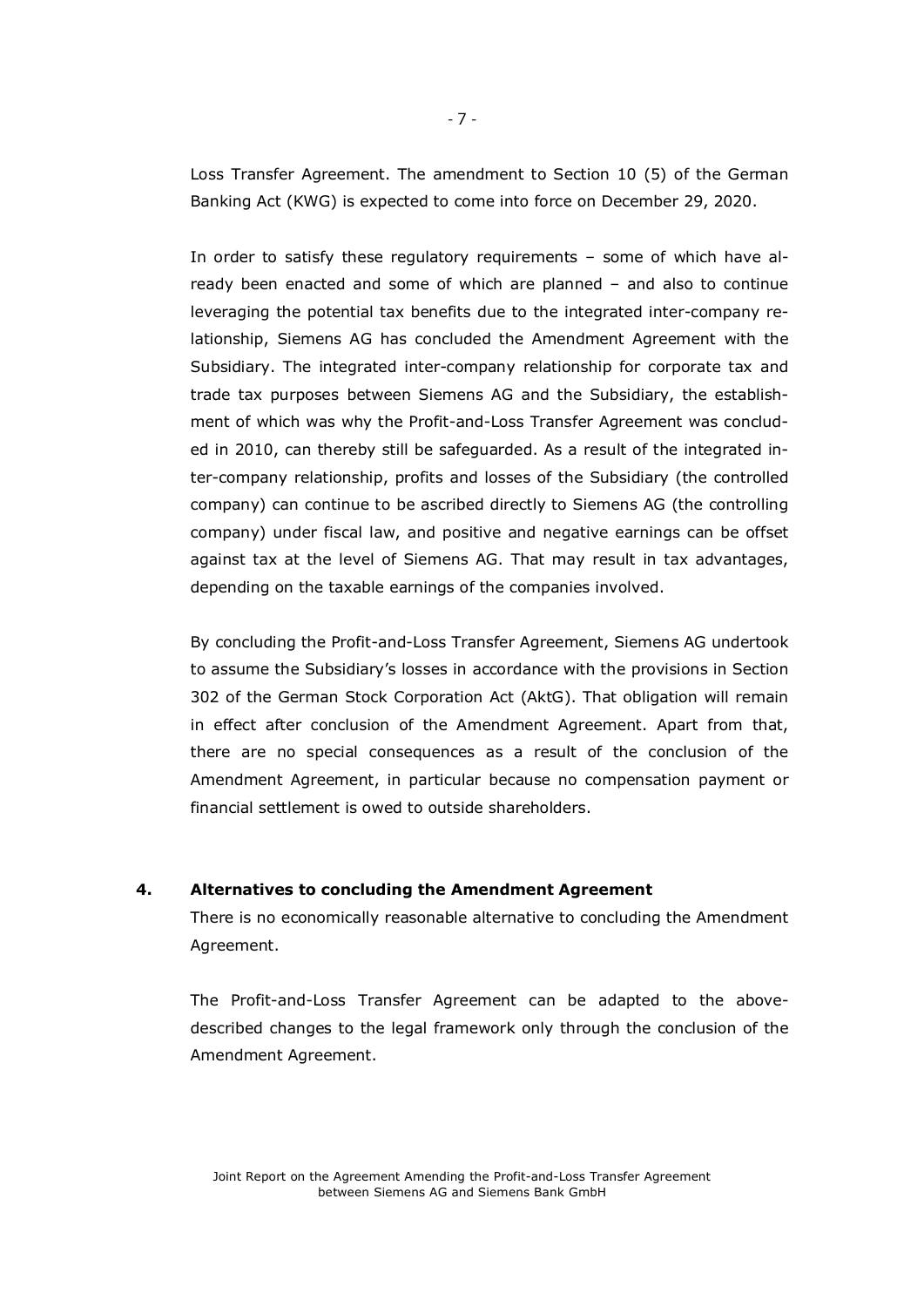Loss Transfer Agreement. The amendment to Section 10 (5) of the German Banking Act (KWG) is expected to come into force on December 29, 2020.

In order to satisfy these regulatory requirements – some of which have already been enacted and some of which are planned – and also to continue leveraging the potential tax benefits due to the integrated inter-company relationship, Siemens AG has concluded the Amendment Agreement with the Subsidiary. The integrated inter-company relationship for corporate tax and trade tax purposes between Siemens AG and the Subsidiary, the establishment of which was why the Profit-and-Loss Transfer Agreement was concluded in 2010, can thereby still be safeguarded. As a result of the integrated inter-company relationship, profits and losses of the Subsidiary (the controlled company) can continue to be ascribed directly to Siemens AG (the controlling company) under fiscal law, and positive and negative earnings can be offset against tax at the level of Siemens AG. That may result in tax advantages, depending on the taxable earnings of the companies involved.

By concluding the Profit-and-Loss Transfer Agreement, Siemens AG undertook to assume the Subsidiary's losses in accordance with the provisions in Section 302 of the German Stock Corporation Act (AktG). That obligation will remain in effect after conclusion of the Amendment Agreement. Apart from that, there are no special consequences as a result of the conclusion of the Amendment Agreement, in particular because no compensation payment or financial settlement is owed to outside shareholders.

## 4. Alternatives to concluding the Amendment Agreement

There is no economically reasonable alternative to concluding the Amendment Agreement.

The Profit-and-Loss Transfer Agreement can be adapted to the above-described changes to the legal framework only through the conclusion of the Amendment Agreement.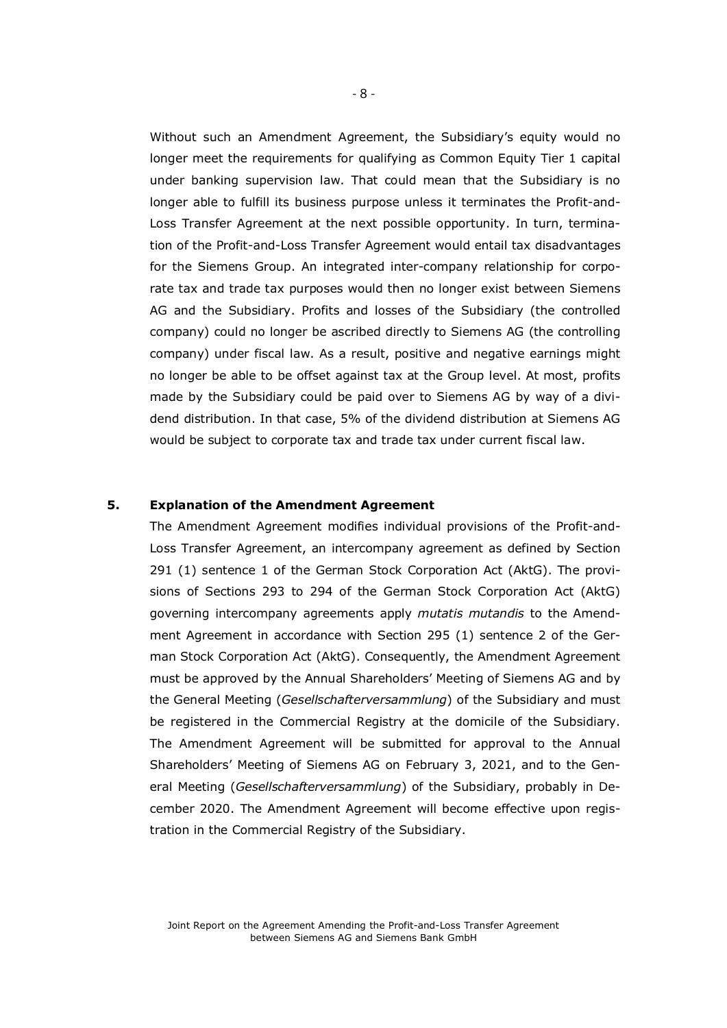Without such an Amendment Agreement, the Subsidiary's equity would no longer meet the requirements for qualifying as Common Equity Tier 1 capital under banking supervision law. That could mean that the Subsidiary is no longer able to fulfill its business purpose unless it terminates the Profit-and-Loss Transfer Agreement at the next possible opportunity. In turn, termination of the Profit-and-Loss Transfer Agreement would entail tax disadvantages for the Siemens Group. An integrated inter-company relationship for corporate tax and trade tax purposes would then no longer exist between Siemens AG and the Subsidiary. Profits and losses of the Subsidiary (the controlled company) could no longer be ascribed directly to Siemens AG (the controlling company) under fiscal law. As a result, positive and negative earnings might no longer be able to be offset against tax at the Group level. At most, profits made by the Subsidiary could be paid over to Siemens AG by way of a dividend distribution. In that case, 5% of the dividend distribution at Siemens AG would be subject to corporate tax and trade tax under current fiscal law.

## 5. Explanation of the Amendment Agreement

The Amendment Agreement modifies individual provisions of the Profit-and-Loss Transfer Agreement, an intercompany agreement as defined by Section 291 (1) sentence 1 of the German Stock Corporation Act (AktG). The provisions of Sections 293 to 294 of the German Stock Corporation Act (AktG) governing intercompany agreements apply *mutatis mutandis* to the Amendment Agreement in accordance with Section 295 (1) sentence 2 of the German Stock Corporation Act (AktG). Consequently, the Amendment Agreement must be approved by the Annual Shareholders' Meeting of Siemens AG and by the General Meeting (*Gesellschafterversammlung*) of the Subsidiary and must be registered in the Commercial Registry at the domicile of the Subsidiary. The Amendment Agreement will be submitted for approval to the Annual Shareholders' Meeting of Siemens AG on February 3, 2021, and to the General Meeting (*Gesellschafterversammlung*) of the Subsidiary, probably in December 2020. The Amendment Agreement will become effective upon registration in the Commercial Registry of the Subsidiary.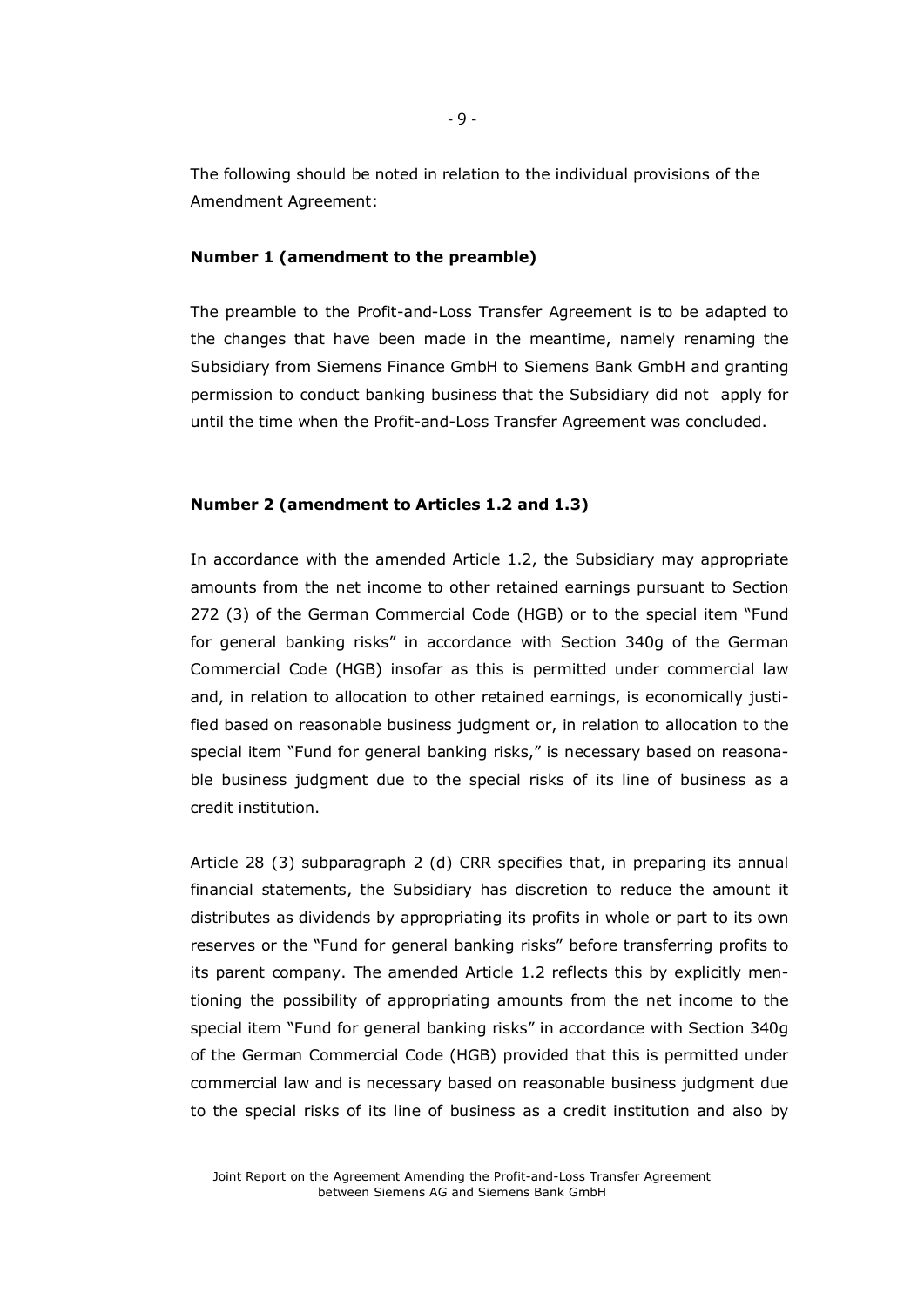The following should be noted in relation to the individual provisions of the Amendment Agreement:

**Number 1 (amendment to the preamble)**

The preamble to the Profit-and-Loss Transfer Agreement is to be adapted to the changes that have been made in the meantime, namely renaming the Subsidiary from Siemens Finance GmbH to Siemens Bank GmbH and granting permission to conduct banking business that the Subsidiary did not apply for until the time when the Profit-and-Loss Transfer Agreement was concluded.

**Number 2 (amendment to Articles 1.2 and 1.3)**

In accordance with the amended Article 1.2, the Subsidiary may appropriate amounts from the net income to other retained earnings pursuant to Section 272 (3) of the German Commercial Code (HGB) or to the special item "Fund for general banking risks" in accordance with Section 340g of the German Commercial Code (HGB) insofar as this is permitted under commercial law and, in relation to allocation to other retained earnings, is economically justified based on reasonable business judgment or, in relation to allocation to the special item "Fund for general banking risks," is necessary based on reasonable business judgment due to the special risks of its line of business as a credit institution.

Article 28 (3) subparagraph 2 (d) CRR specifies that, in preparing its annual financial statements, the Subsidiary has discretion to reduce the amount it distributes as dividends by appropriating its profits in whole or part to its own reserves or the "Fund for general banking risks" before transferring profits to its parent company. The amended Article 1.2 reflects this by explicitly mentioning the possibility of appropriating amounts from the net income to the special item "Fund for general banking risks" in accordance with Section 340g of the German Commercial Code (HGB) provided that this is permitted under commercial law and is necessary based on reasonable business judgment due to the special risks of its line of business as a credit institution and also by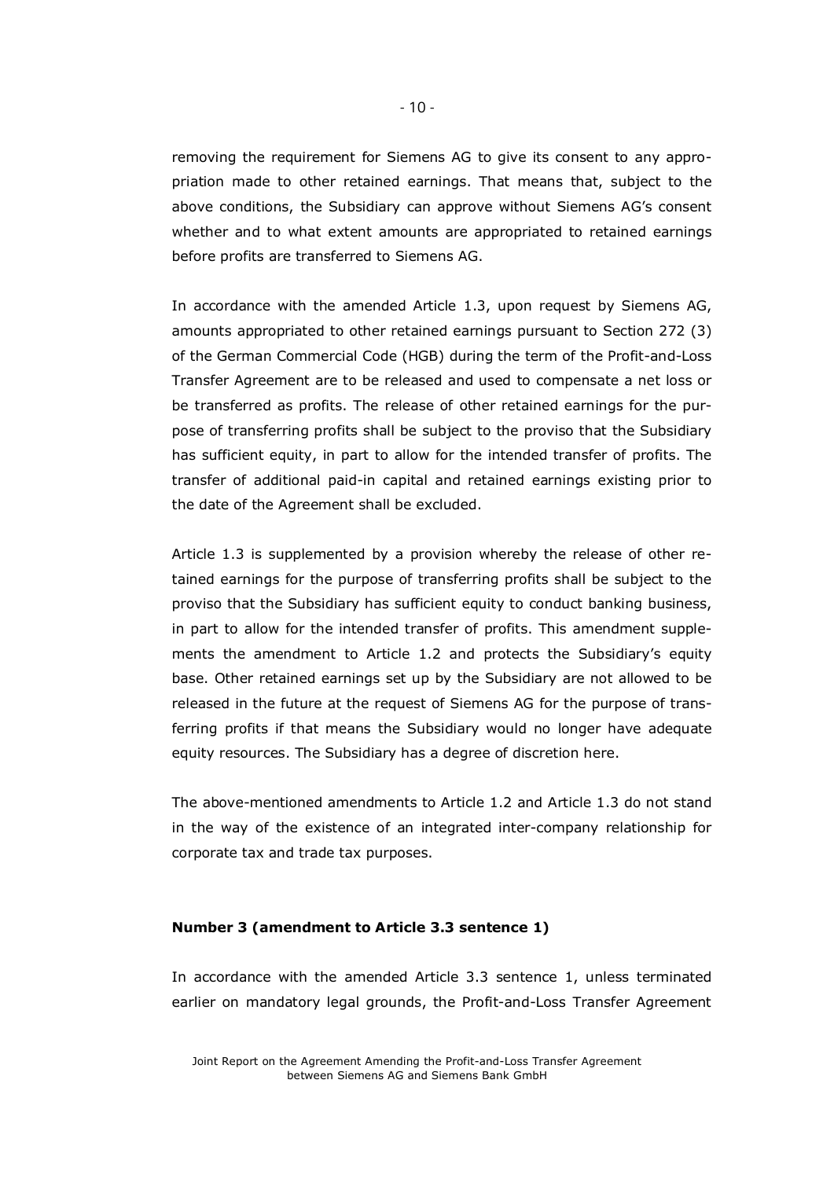removing the requirement for Siemens AG to give its consent to any appropriation made to other retained earnings. That means that, subject to the above conditions, the Subsidiary can approve without Siemens AG's consent whether and to what extent amounts are appropriated to retained earnings before profits are transferred to Siemens AG.

In accordance with the amended Article 1.3, upon request by Siemens AG, amounts appropriated to other retained earnings pursuant to Section 272 (3) of the German Commercial Code (HGB) during the term of the Profit-and-Loss Transfer Agreement are to be released and used to compensate a net loss or be transferred as profits. The release of other retained earnings for the purpose of transferring profits shall be subject to the proviso that the Subsidiary has sufficient equity, in part to allow for the intended transfer of profits. The transfer of additional paid-in capital and retained earnings existing prior to the date of the Agreement shall be excluded.

Article 1.3 is supplemented by a provision whereby the release of other retained earnings for the purpose of transferring profits shall be subject to the proviso that the Subsidiary has sufficient equity to conduct banking business, in part to allow for the intended transfer of profits. This amendment supplements the amendment to Article 1.2 and protects the Subsidiary's equity base. Other retained earnings set up by the Subsidiary are not allowed to be released in the future at the request of Siemens AG for the purpose of transferring profits if that means the Subsidiary would no longer have adequate equity resources. The Subsidiary has a degree of discretion here.

The above-mentioned amendments to Article 1.2 and Article 1.3 do not stand in the way of the existence of an integrated inter-company relationship for corporate tax and trade tax purposes.

**Number 3 (amendment to Article 3.3 sentence 1)**

In accordance with the amended Article 3.3 sentence 1, unless terminated earlier on mandatory legal grounds, the Profit-and-Loss Transfer Agreement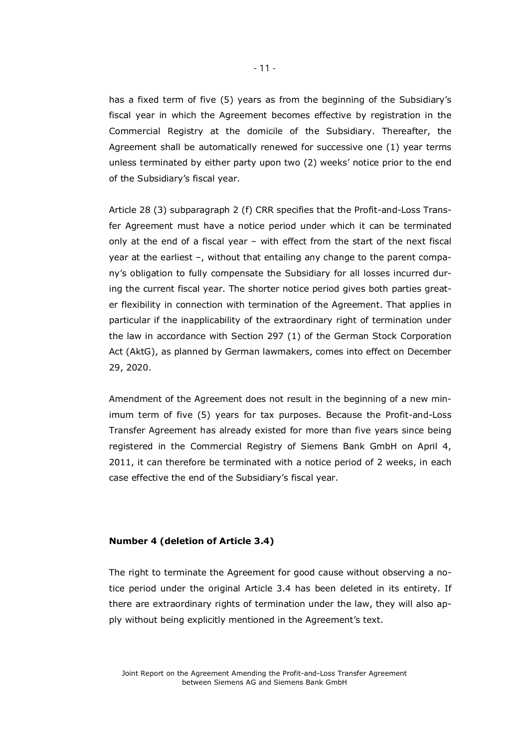has a fixed term of five (5) years as from the beginning of the Subsidiary's fiscal year in which the Agreement becomes effective by registration in the Commercial Registry at the domicile of the Subsidiary. Thereafter, the Agreement shall be automatically renewed for successive one (1) year terms unless terminated by either party upon two (2) weeks' notice prior to the end of the Subsidiary's fiscal year.

Article 28 (3) subparagraph 2 (f) CRR specifies that the Profit-and-Loss Transfer Agreement must have a notice period under which it can be terminated only at the end of a fiscal year – with effect from the start of the next fiscal year at the earliest –, without that entailing any change to the parent company's obligation to fully compensate the Subsidiary for all losses incurred during the current fiscal year. The shorter notice period gives both parties greater flexibility in connection with termination of the Agreement. That applies in particular if the inapplicability of the extraordinary right of termination under the law in accordance with Section 297 (1) of the German Stock Corporation Act (AktG), as planned by German lawmakers, comes into effect on December 29, 2020.

Amendment of the Agreement does not result in the beginning of a new minimum term of five (5) years for tax purposes. Because the Profit-and-Loss Transfer Agreement has already existed for more than five years since being registered in the Commercial Registry of Siemens Bank GmbH on April 4, 2011, it can therefore be terminated with a notice period of 2 weeks, in each case effective the end of the Subsidiary's fiscal year.

**Number 4 (deletion of Article 3.4)**

The right to terminate the Agreement for good cause without observing a notice period under the original Article 3.4 has been deleted in its entirety. If there are extraordinary rights of termination under the law, they will also apply without being explicitly mentioned in the Agreement's text.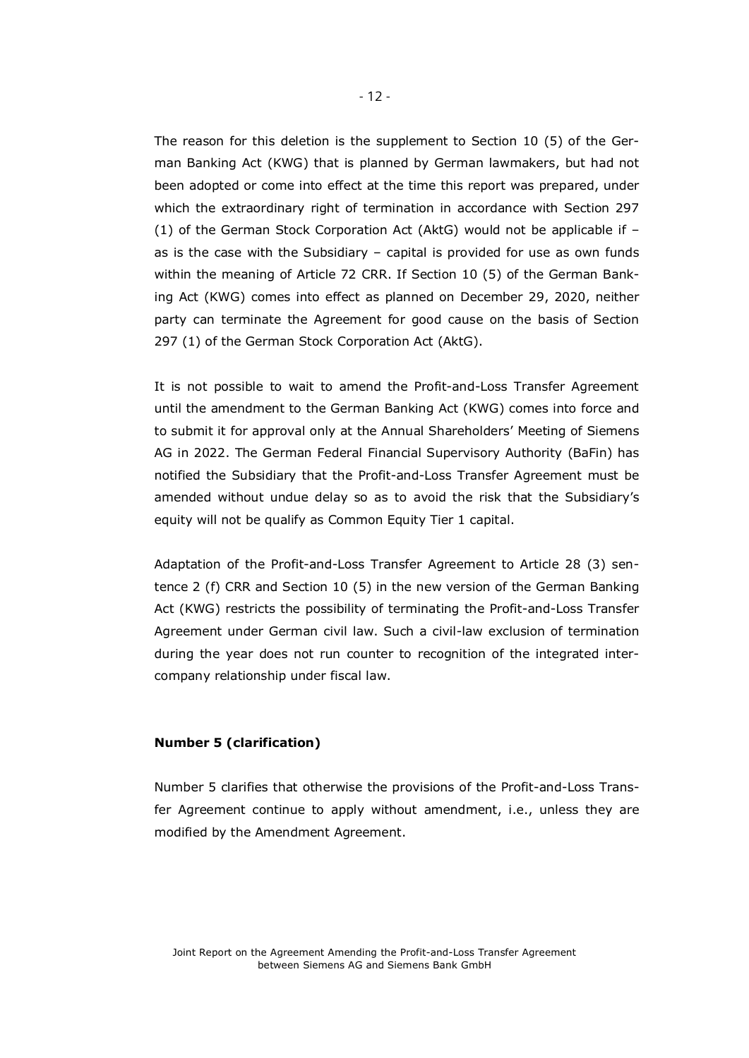The reason for this deletion is the supplement to Section 10 (5) of the German Banking Act (KWG) that is planned by German lawmakers, but had not been adopted or come into effect at the time this report was prepared, under which the extraordinary right of termination in accordance with Section 297 (1) of the German Stock Corporation Act (AktG) would not be applicable if – as is the case with the Subsidiary – capital is provided for use as own funds within the meaning of Article 72 CRR. If Section 10 (5) of the German Banking Act (KWG) comes into effect as planned on December 29, 2020, neither party can terminate the Agreement for good cause on the basis of Section 297 (1) of the German Stock Corporation Act (AktG).

It is not possible to wait to amend the Profit-and-Loss Transfer Agreement until the amendment to the German Banking Act (KWG) comes into force and to submit it for approval only at the Annual Shareholders' Meeting of Siemens AG in 2022. The German Federal Financial Supervisory Authority (BaFin) has notified the Subsidiary that the Profit-and-Loss Transfer Agreement must be amended without undue delay so as to avoid the risk that the Subsidiary's equity will not be qualify as Common Equity Tier 1 capital.

Adaptation of the Profit-and-Loss Transfer Agreement to Article 28 (3) sentence 2 (f) CRR and Section 10 (5) in the new version of the German Banking Act (KWG) restricts the possibility of terminating the Profit-and-Loss Transfer Agreement under German civil law. Such a civil-law exclusion of termination during the year does not run counter to recognition of the integrated intercompany relationship under fiscal law.

**Number 5 (clarification)**

Number 5 clarifies that otherwise the provisions of the Profit-and-Loss Transfer Agreement continue to apply without amendment, i.e., unless they are modified by the Amendment Agreement.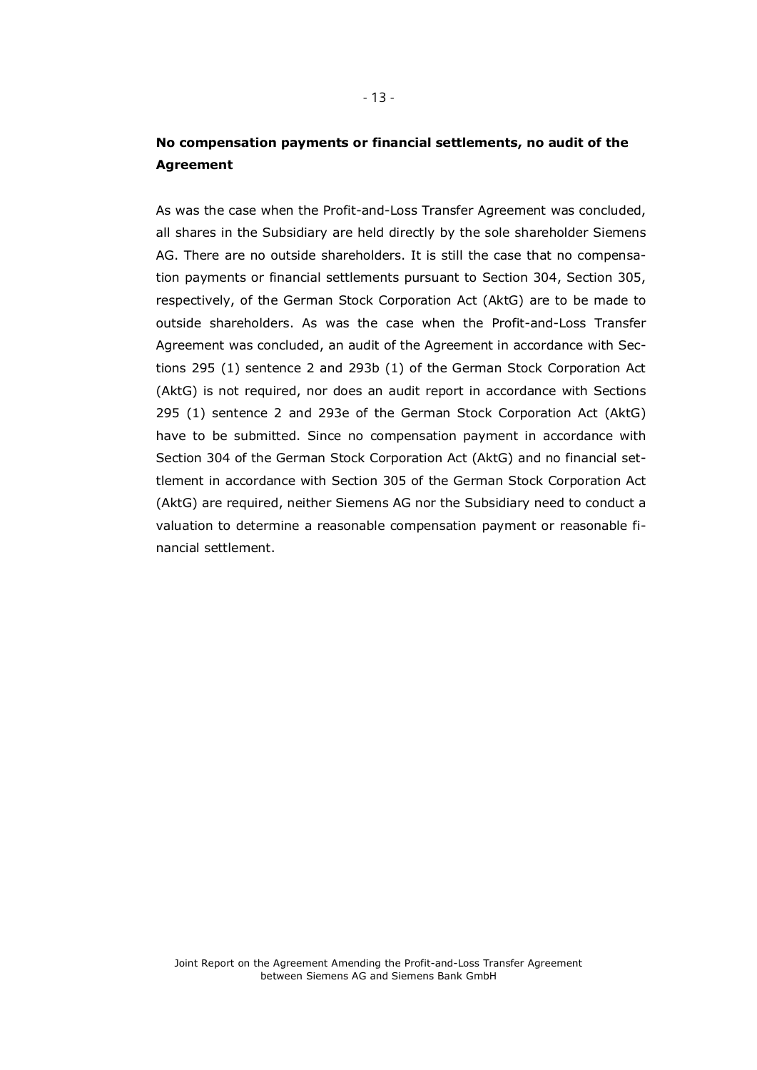## No compensation payments or financial settlements, no audit of the Agreement

As was the case when the Profit-and-Loss Transfer Agreement was concluded, all shares in the Subsidiary are held directly by the sole shareholder Siemens AG. There are no outside shareholders. It is still the case that no compensation payments or financial settlements pursuant to Section 304, Section 305, respectively, of the German Stock Corporation Act (AktG) are to be made to outside shareholders. As was the case when the Profit-and-Loss Transfer Agreement was concluded, an audit of the Agreement in accordance with Sections 295 (1) sentence 2 and 293b (1) of the German Stock Corporation Act (AktG) is not required, nor does an audit report in accordance with Sections 295 (1) sentence 2 and 293e of the German Stock Corporation Act (AktG) have to be submitted. Since no compensation payment in accordance with Section 304 of the German Stock Corporation Act (AktG) and no financial settlement in accordance with Section 305 of the German Stock Corporation Act (AktG) are required, neither Siemens AG nor the Subsidiary need to conduct a valuation to determine a reasonable compensation payment or reasonable financial settlement.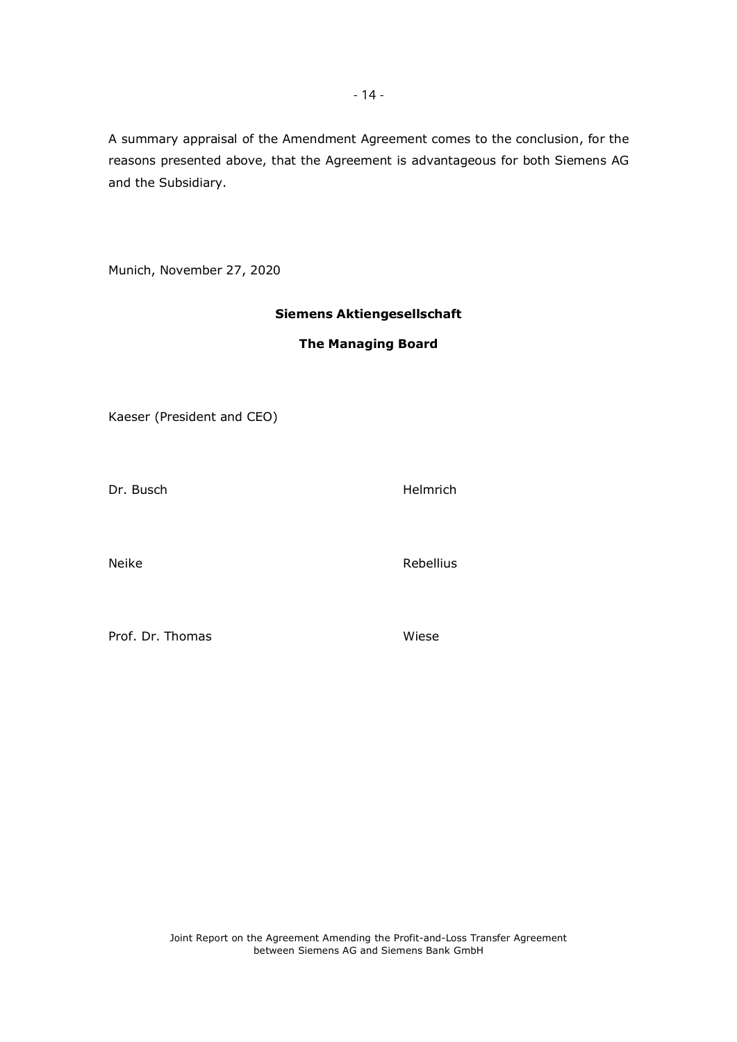A summary appraisal of the Amendment Agreement comes to the conclusion, for the reasons presented above, that the Agreement is advantageous for both Siemens AG and the Subsidiary.

Munich, November 27, 2020

**Siemens Aktiengesellschaft**

**The Managing Board**

Kaeser (President and CEO)

Dr. Busch

Helmrich

Neike

Rebellius

Prof. Dr. Thomas

Wiese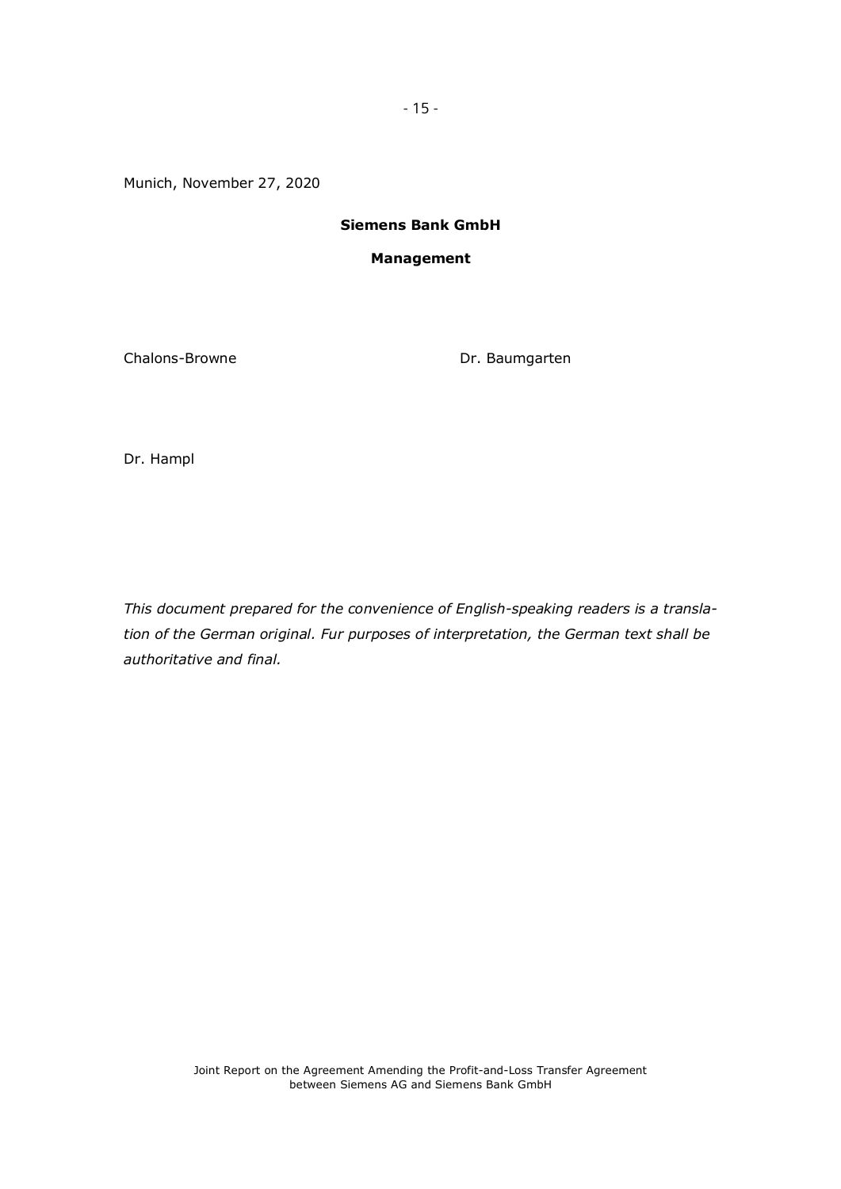Munich, November 27, 2020

**Siemens Bank GmbH**

**Management**

Chalons-Browne

Dr. Baumgarten

Dr. Hampl

*This document prepared for the convenience of English-speaking readers is a translation of the German original. Fur purposes of interpretation, the German text shall be authoritative and final.*